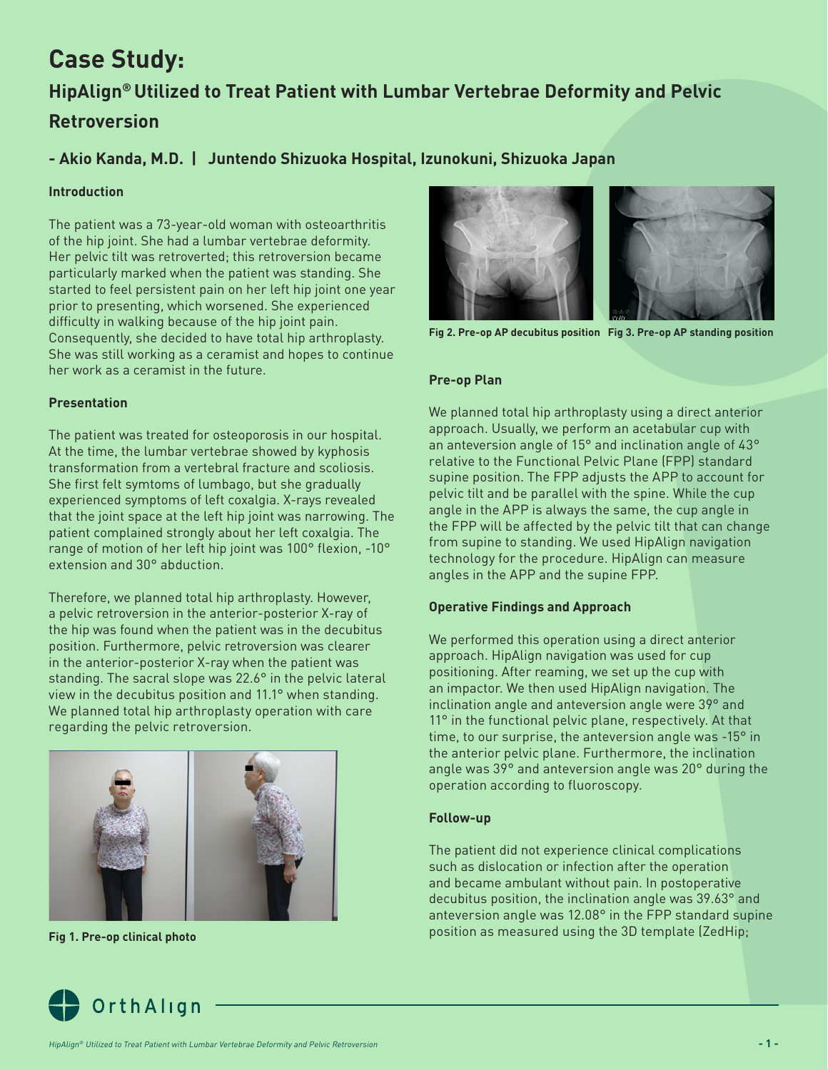# Case Study:

## HipAlign® Utilized to Treat Patient with Lumbar Vertebrae Deformity and Pelvic Retroversion

### - Akio Kanda, M.D. | Juntendo Shizuoka Hospital, Izunokuni, Shizuoka Japan

**Introduction**

The patient was a 73-year-old woman with osteoarthritis of the hip joint. She had a lumbar vertebrae deformity. Her pelvic tilt was retroverted; this retroversion became particularly marked when the patient was standing. She started to feel persistent pain on her left hip joint one year prior to presenting, which worsened. She experienced difficulty in walking because of the hip joint pain. Consequently, she decided to have total hip arthroplasty. She was still working as a ceramist and hopes to continue her work as a ceramist in the future.

**Presentation**

The patient was treated for osteoporosis in our hospital. At the time, the lumbar vertebrae showed by kyphosis transformation from a vertebral fracture and scoliosis. She first felt symtoms of lumbago, but she gradually experienced symptoms of left coxalgia. X-rays revealed that the joint space at the left hip joint was narrowing. The patient complained strongly about her left coxalgia. The range of motion of her left hip joint was 100° flexion, -10° extension and 30° abduction.

Therefore, we planned total hip arthroplasty. However, a pelvic retroversion in the anterior-posterior X-ray of the hip was found when the patient was in the decubitus position. Furthermore, pelvic retroversion was clearer in the anterior-posterior X-ray when the patient was standing. The sacral slope was 22.6° in the pelvic lateral view in the decubitus position and 11.1° when standing. We planned total hip arthroplasty operation with care regarding the pelvic retroversion.

**Fig 1. Pre-op clinical photo**

**Fig 2. Pre-op AP decubitus position** **Fig 3. Pre-op AP standing position**

**Pre-op Plan**

We planned total hip arthroplasty using a direct anterior approach. Usually, we perform an acetabular cup with an anteversion angle of 15° and inclination angle of 43° relative to the Functional Pelvic Plane (FPP) standard supine position. The FPP adjusts the APP to account for pelvic tilt and be parallel with the spine. While the cup angle in the APP is always the same, the cup angle in the FPP will be affected by the pelvic tilt that can change from supine to standing. We used HipAlign navigation technology for the procedure. HipAlign can measure angles in the APP and the supine FPP.

**Operative Findings and Approach**

We performed this operation using a direct anterior approach. HipAlign navigation was used for cup positioning. After reaming, we set up the cup with an impactor. We then used HipAlign navigation. The inclination angle and anteversion angle were 39° and 11° in the functional pelvic plane, respectively. At that time, to our surprise, the anteversion angle was -15° in the anterior pelvic plane. Furthermore, the inclination angle was 39° and anteversion angle was 20° during the operation according to fluoroscopy.

**Follow-up**

The patient did not experience clinical complications such as dislocation or infection after the operation and became ambulant without pain. In postoperative decubitus position, the inclination angle was 39.63° and anteversion angle was 12.08° in the FPP standard supine position as measured using the 3D template (ZedHip;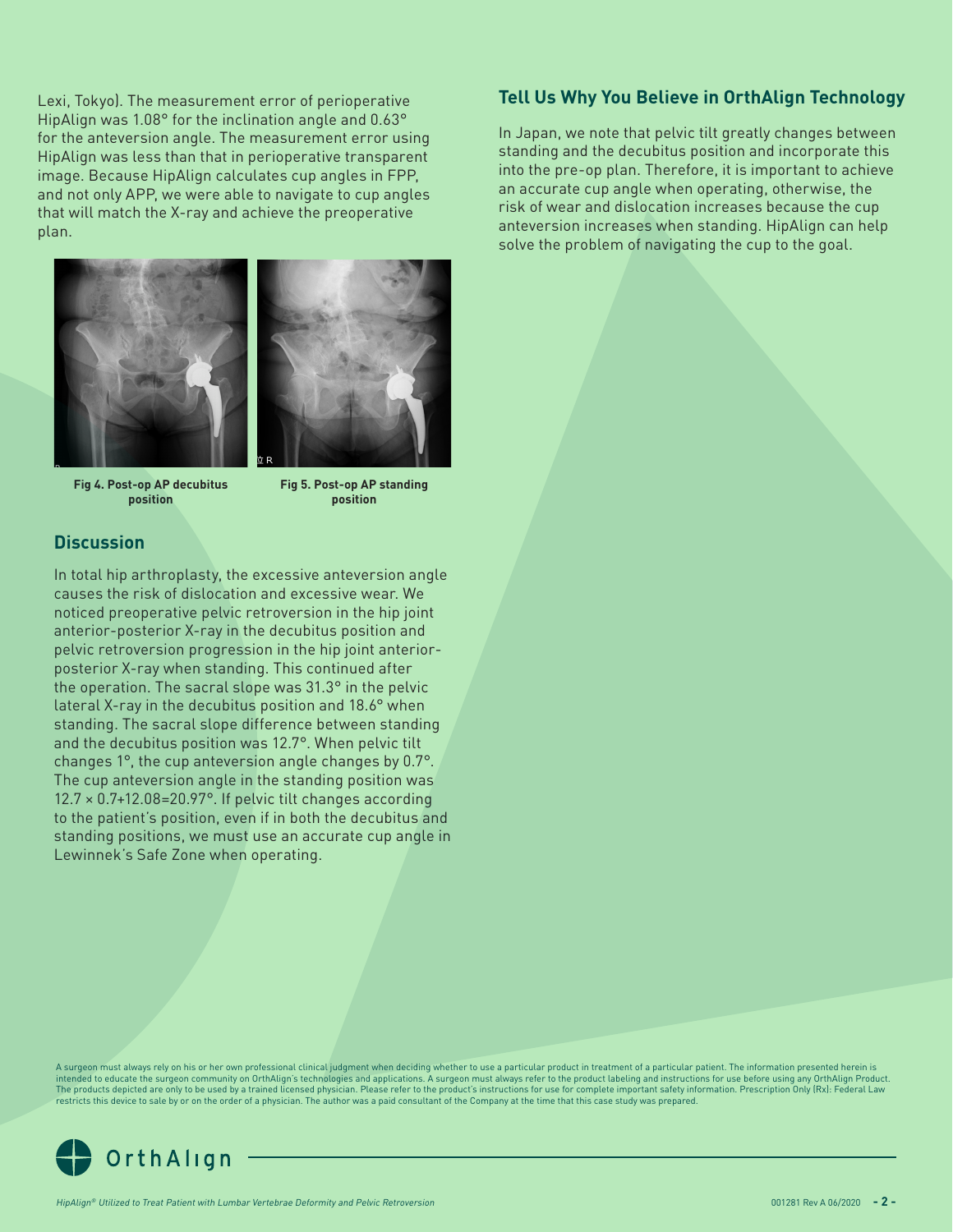Lexi, Tokyo). The measurement error of perioperative HipAlign was 1.08° for the inclination angle and 0.63° for the anteversion angle. The measurement error using HipAlign was less than that in perioperative transparent image. Because HipAlign calculates cup angles in FPP, and not only APP, we were able to navigate to cup angles that will match the X-ray and achieve the preoperative plan.

**Fig 4. Post-op AP decubitus position**

**Fig 5. Post-op AP standing position**

## Discussion

In total hip arthroplasty, the excessive anteversion angle causes the risk of dislocation and excessive wear. We noticed preoperative pelvic retroversion in the hip joint anterior-posterior X-ray in the decubitus position and pelvic retroversion progression in the hip joint anterior-posterior X-ray when standing. This continued after the operation. The sacral slope was 31.3° in the pelvic lateral X-ray in the decubitus position and 18.6° when standing. The sacral slope difference between standing and the decubitus position was 12.7°. When pelvic tilt changes 1°, the cup anteversion angle changes by 0.7°. The cup anteversion angle in the standing position was $12.7 \times 0.7 + 12.08 = 20.97°$. If pelvic tilt changes according to the patient's position, even if in both the decubitus and standing positions, we must use an accurate cup angle in Lewinnek's Safe Zone when operating.

## Tell Us Why You Believe in OrthAlign Technology

In Japan, we note that pelvic tilt greatly changes between standing and the decubitus position and incorporate this into the pre-op plan. Therefore, it is important to achieve an accurate cup angle when operating, otherwise, the risk of wear and dislocation increases because the cup anteversion increases when standing. HipAlign can help solve the problem of navigating the cup to the goal.

A surgeon must always rely on his or her own professional clinical judgment when deciding whether to use a particular product in treatment of a particular patient. The information presented herein is intended to educate the surgeon community on OrthAlign's technologies and applications. A surgeon must always refer to the product labeling and instructions for use before using any OrthAlign Product. The products depicted are only to be used by a trained licensed physician. Please refer to the product's instructions for use for complete important safety information. Prescription Only (Rx): Federal Law restricts this device to sale by or on the order of a physician. The author was a paid consultant of the Company at the time that this case study was prepared.